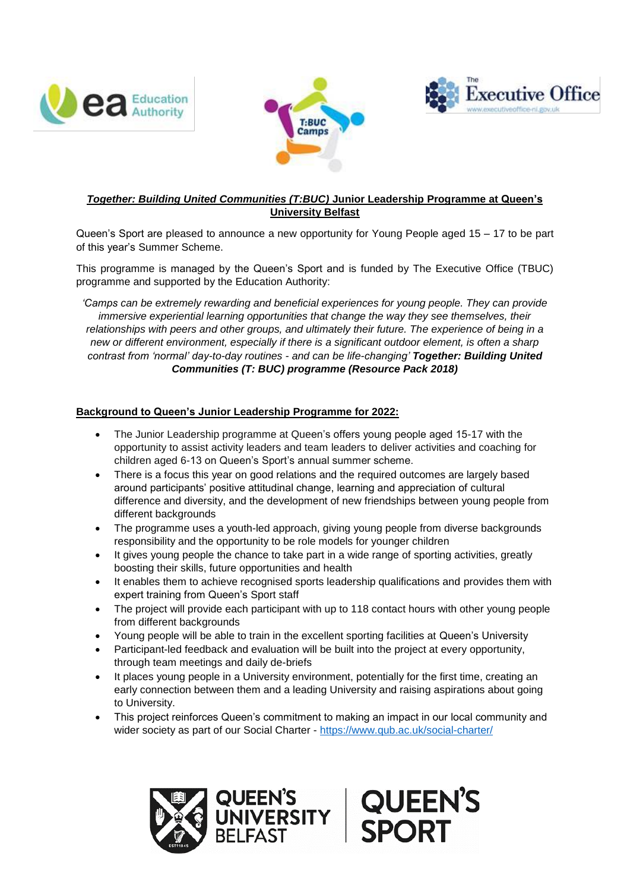## ***Together: Building United Communities (T:BUC)*** **Junior Leadership Programme at Queen's University Belfast**

Queen's Sport are pleased to announce a new opportunity for Young People aged 15 – 17 to be part of this year's Summer Scheme.

This programme is managed by the Queen's Sport and is funded by The Executive Office (TBUC) programme and supported by the Education Authority:

*'Camps can be extremely rewarding and beneficial experiences for young people. They can provide immersive experiential learning opportunities that change the way they see themselves, their relationships with peers and other groups, and ultimately their future. The experience of being in a new or different environment, especially if there is a significant outdoor element, is often a sharp contrast from 'normal' day-to-day routines - and can be life-changing'* ***Together: Building United Communities (T: BUC) programme (Resource Pack 2018)***

### Background to Queen's Junior Leadership Programme for 2022:

- The Junior Leadership programme at Queen's offers young people aged 15-17 with the opportunity to assist activity leaders and team leaders to deliver activities and coaching for children aged 6-13 on Queen's Sport's annual summer scheme.
- There is a focus this year on good relations and the required outcomes are largely based around participants' positive attitudinal change, learning and appreciation of cultural difference and diversity, and the development of new friendships between young people from different backgrounds
- The programme uses a youth-led approach, giving young people from diverse backgrounds responsibility and the opportunity to be role models for younger children
- It gives young people the chance to take part in a wide range of sporting activities, greatly boosting their skills, future opportunities and health
- It enables them to achieve recognised sports leadership qualifications and provides them with expert training from Queen's Sport staff
- The project will provide each participant with up to 118 contact hours with other young people from different backgrounds
- Young people will be able to train in the excellent sporting facilities at Queen's University
- Participant-led feedback and evaluation will be built into the project at every opportunity, through team meetings and daily de-briefs
- It places young people in a University environment, potentially for the first time, creating an early connection between them and a leading University and raising aspirations about going to University.
- This project reinforces Queen's commitment to making an impact in our local community and wider society as part of our Social Charter - https://www.qub.ac.uk/social-charter/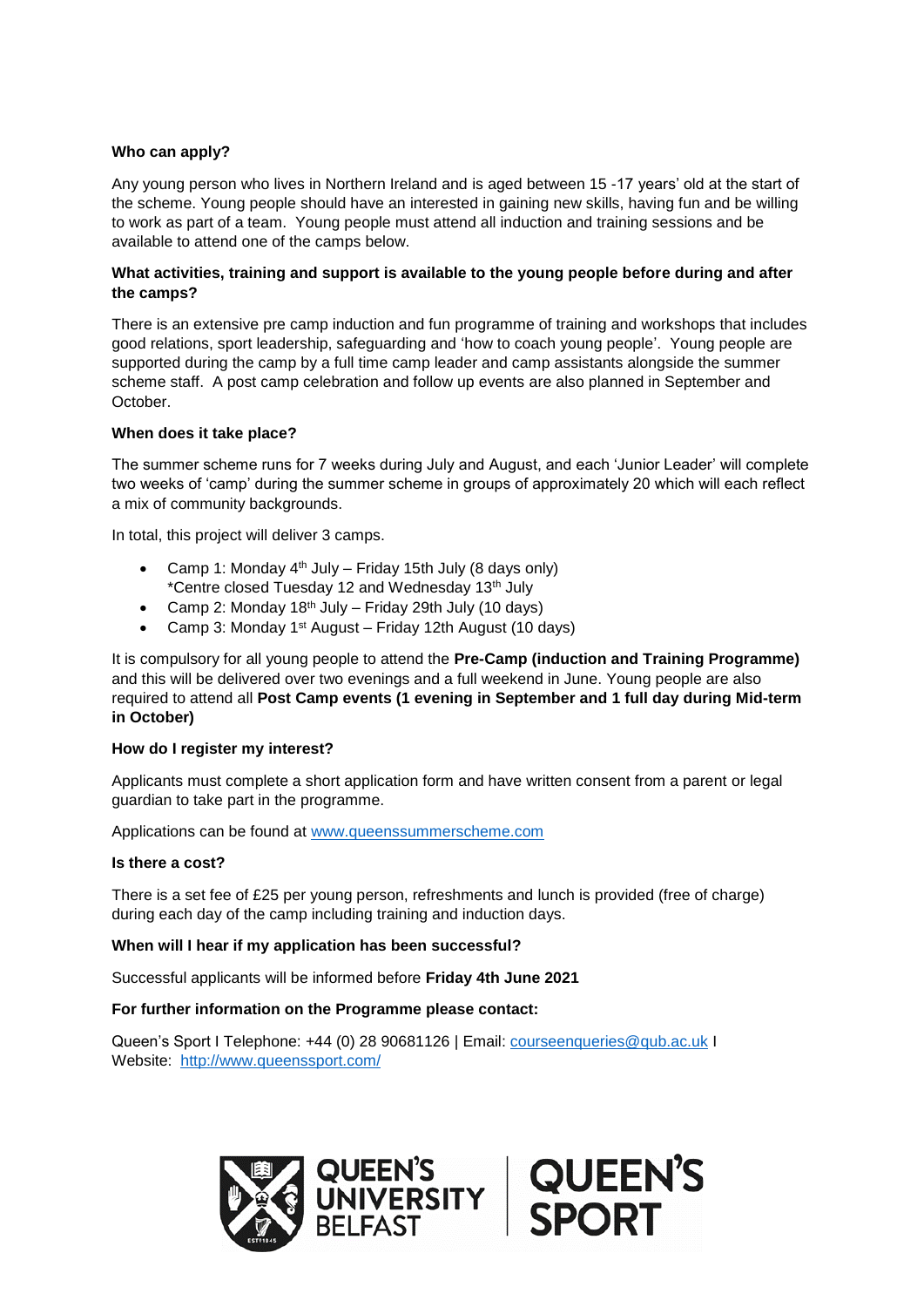**Who can apply?**

Any young person who lives in Northern Ireland and is aged between 15 -17 years' old at the start of the scheme. Young people should have an interested in gaining new skills, having fun and be willing to work as part of a team. Young people must attend all induction and training sessions and be available to attend one of the camps below.

**What activities, training and support is available to the young people before during and after the camps?**

There is an extensive pre camp induction and fun programme of training and workshops that includes good relations, sport leadership, safeguarding and 'how to coach young people'. Young people are supported during the camp by a full time camp leader and camp assistants alongside the summer scheme staff. A post camp celebration and follow up events are also planned in September and October.

**When does it take place?**

The summer scheme runs for 7 weeks during July and August, and each 'Junior Leader' will complete two weeks of 'camp' during the summer scheme in groups of approximately 20 which will each reflect a mix of community backgrounds.

In total, this project will deliver 3 camps.

- Camp 1: Monday 4th July – Friday 15th July (8 days only)
  *Centre closed Tuesday 12 and Wednesday 13th July
- Camp 2: Monday 18th July – Friday 29th July (10 days)
- Camp 3: Monday 1st August – Friday 12th August (10 days)

It is compulsory for all young people to attend the **Pre-Camp (induction and Training Programme)** and this will be delivered over two evenings and a full weekend in June. Young people are also required to attend all **Post Camp events (1 evening in September and 1 full day during Mid-term in October)**

**How do I register my interest?**

Applicants must complete a short application form and have written consent from a parent or legal guardian to take part in the programme.

Applications can be found at www.queenssummerscheme.com

**Is there a cost?**

There is a set fee of £25 per young person, refreshments and lunch is provided (free of charge) during each day of the camp including training and induction days.

**When will I hear if my application has been successful?**

Successful applicants will be informed before **Friday 4th June 2021**

**For further information on the Programme please contact:**

Queen's Sport I Telephone: +44 (0) 28 90681126 | Email: courseenqueries@qub.ac.uk I
Website: http://www.queenssport.com/

QUEEN'S UNIVERSITY BELFAST | QUEEN'S SPORT